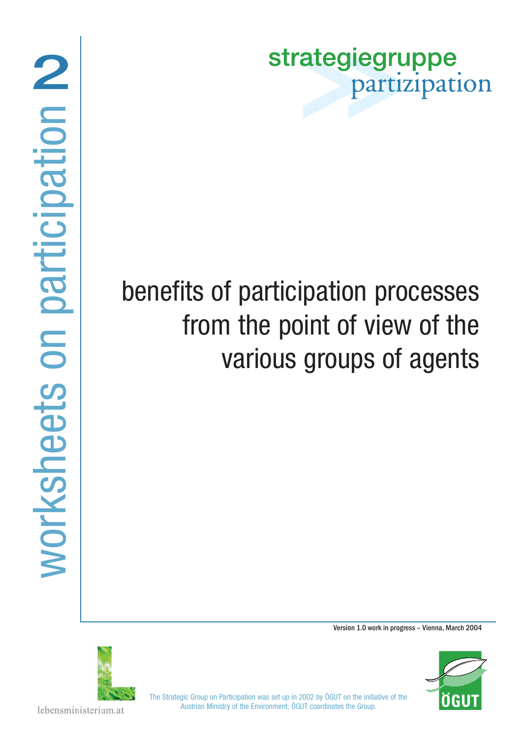worksheets on participation 2

strategiegruppe partizipation

# benefits of participation processes from the point of view of the various groups of agents

Version 1.0 work in progress – Vienna, March 2004

lebensministerium.at

The Strategic Group on Participation was set up in 2002 by ÖGUT on the initiative of the Austrian Ministry of the Environment; ÖGUT coordinates the Group.

ÖGUT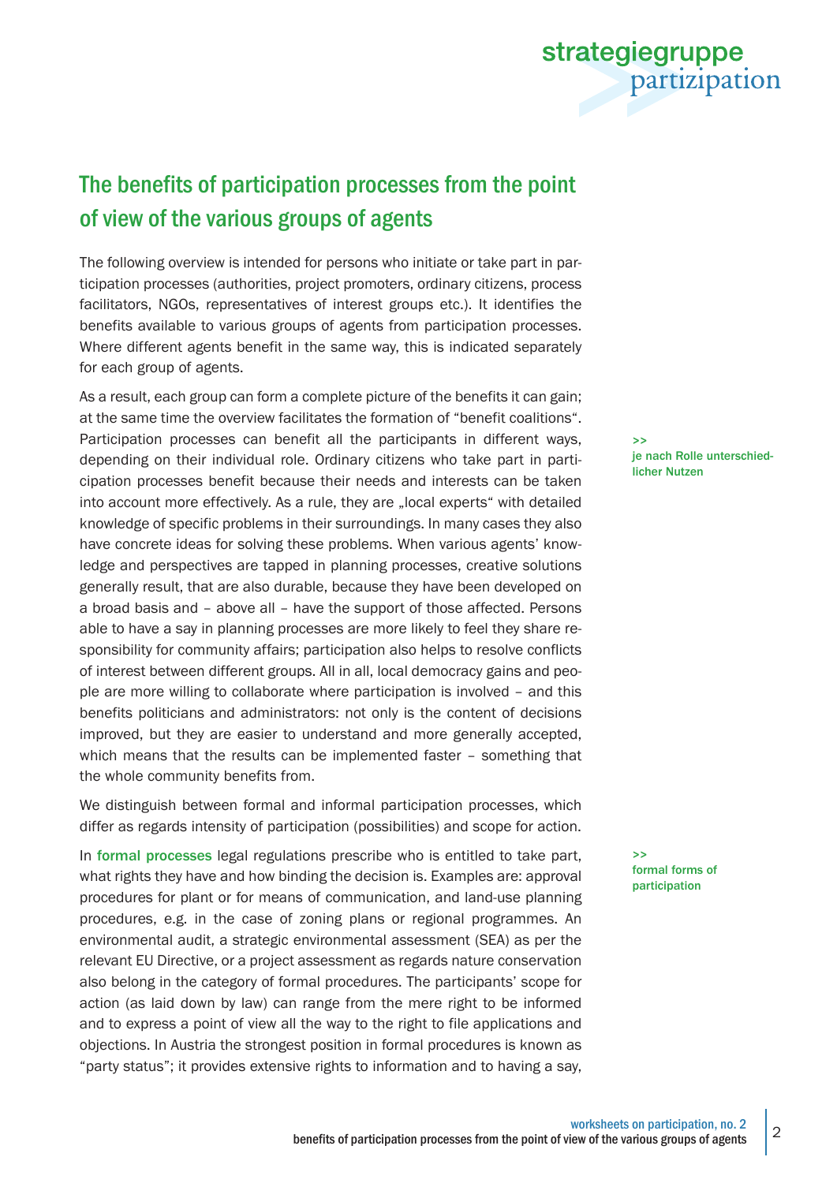## The benefits of participation processes from the point of view of the various groups of agents

The following overview is intended for persons who initiate or take part in participation processes (authorities, project promoters, ordinary citizens, process facilitators, NGOs, representatives of interest groups etc.). It identifies the benefits available to various groups of agents from participation processes. Where different agents benefit in the same way, this is indicated separately for each group of agents.

>> je nach Rolle unterschiedlicher Nutzen

As a result, each group can form a complete picture of the benefits it can gain; at the same time the overview facilitates the formation of "benefit coalitions". Participation processes can benefit all the participants in different ways, depending on their individual role. Ordinary citizens who take part in participation processes benefit because their needs and interests can be taken into account more effectively. As a rule, they are „local experts" with detailed knowledge of specific problems in their surroundings. In many cases they also have concrete ideas for solving these problems. When various agents' knowledge and perspectives are tapped in planning processes, creative solutions generally result, that are also durable, because they have been developed on a broad basis and – above all – have the support of those affected. Persons able to have a say in planning processes are more likely to feel they share responsibility for community affairs; participation also helps to resolve conflicts of interest between different groups. All in all, local democracy gains and people are more willing to collaborate where participation is involved – and this benefits politicians and administrators: not only is the content of decisions improved, but they are easier to understand and more generally accepted, which means that the results can be implemented faster – something that the whole community benefits from.

We distinguish between formal and informal participation processes, which differ as regards intensity of participation (possibilities) and scope for action.

>> formal forms of participation

In **formal processes** legal regulations prescribe who is entitled to take part, what rights they have and how binding the decision is. Examples are: approval procedures for plant or for means of communication, and land-use planning procedures, e.g. in the case of zoning plans or regional programmes. An environmental audit, a strategic environmental assessment (SEA) as per the relevant EU Directive, or a project assessment as regards nature conservation also belong in the category of formal procedures. The participants' scope for action (as laid down by law) can range from the mere right to be informed and to express a point of view all the way to the right to file applications and objections. In Austria the strongest position in formal procedures is known as "party status"; it provides extensive rights to information and to having a say,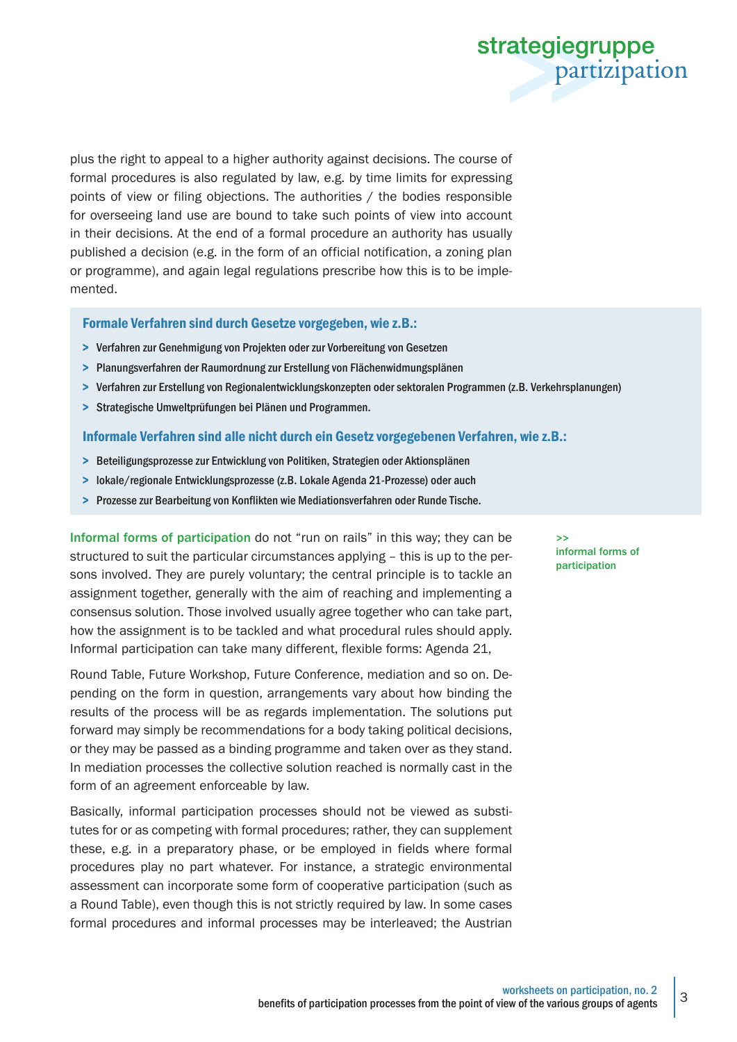plus the right to appeal to a higher authority against decisions. The course of formal procedures is also regulated by law, e.g. by time limits for expressing points of view or filing objections. The authorities / the bodies responsible for overseeing land use are bound to take such points of view into account in their decisions. At the end of a formal procedure an authority has usually published a decision (e.g. in the form of an official notification, a zoning plan or programme), and again legal regulations prescribe how this is to be implemented.

**Formale Verfahren sind durch Gesetze vorgegeben, wie z.B.:**

- Verfahren zur Genehmigung von Projekten oder zur Vorbereitung von Gesetzen
- Planungsverfahren der Raumordnung zur Erstellung von Flächenwidmungsplänen
- Verfahren zur Erstellung von Regionalentwicklungskonzepten oder sektoralen Programmen (z.B. Verkehrsplanungen)
- Strategische Umweltprüfungen bei Plänen und Programmen.

**Informale Verfahren sind alle nicht durch ein Gesetz vorgegebenen Verfahren, wie z.B.:**

- Beteiligungsprozesse zur Entwicklung von Politiken, Strategien oder Aktionsplänen
- lokale/regionale Entwicklungsprozesse (z.B. Lokale Agenda 21-Prozesse) oder auch
- Prozesse zur Bearbeitung von Konflikten wie Mediationsverfahren oder Runde Tische.

>> informal forms of participation

**Informal forms of participation** do not "run on rails" in this way; they can be structured to suit the particular circumstances applying – this is up to the persons involved. They are purely voluntary; the central principle is to tackle an assignment together, generally with the aim of reaching and implementing a consensus solution. Those involved usually agree together who can take part, how the assignment is to be tackled and what procedural rules should apply. Informal participation can take many different, flexible forms: Agenda 21, Round Table, Future Workshop, Future Conference, mediation and so on. Depending on the form in question, arrangements vary about how binding the results of the process will be as regards implementation. The solutions put forward may simply be recommendations for a body taking political decisions, or they may be passed as a binding programme and taken over as they stand. In mediation processes the collective solution reached is normally cast in the form of an agreement enforceable by law.

Basically, informal participation processes should not be viewed as substitutes for or as competing with formal procedures; rather, they can supplement these, e.g. in a preparatory phase, or be employed in fields where formal procedures play no part whatever. For instance, a strategic environmental assessment can incorporate some form of cooperative participation (such as a Round Table), even though this is not strictly required by law. In some cases formal procedures and informal processes may be interleaved; the Austrian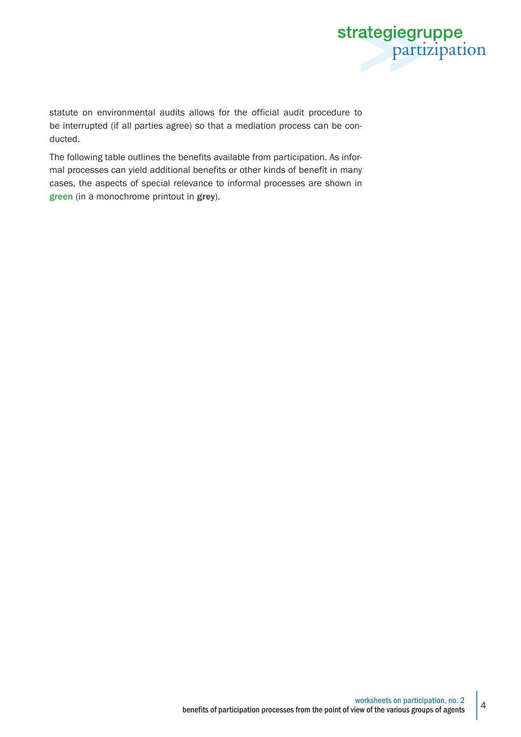statute on environmental audits allows for the official audit procedure to be interrupted (if all parties agree) so that a mediation process can be conducted.

The following table outlines the benefits available from participation. As informal processes can yield additional benefits or other kinds of benefit in many cases, the aspects of special relevance to informal processes are shown in **green** (in a monochrome printout in **grey**).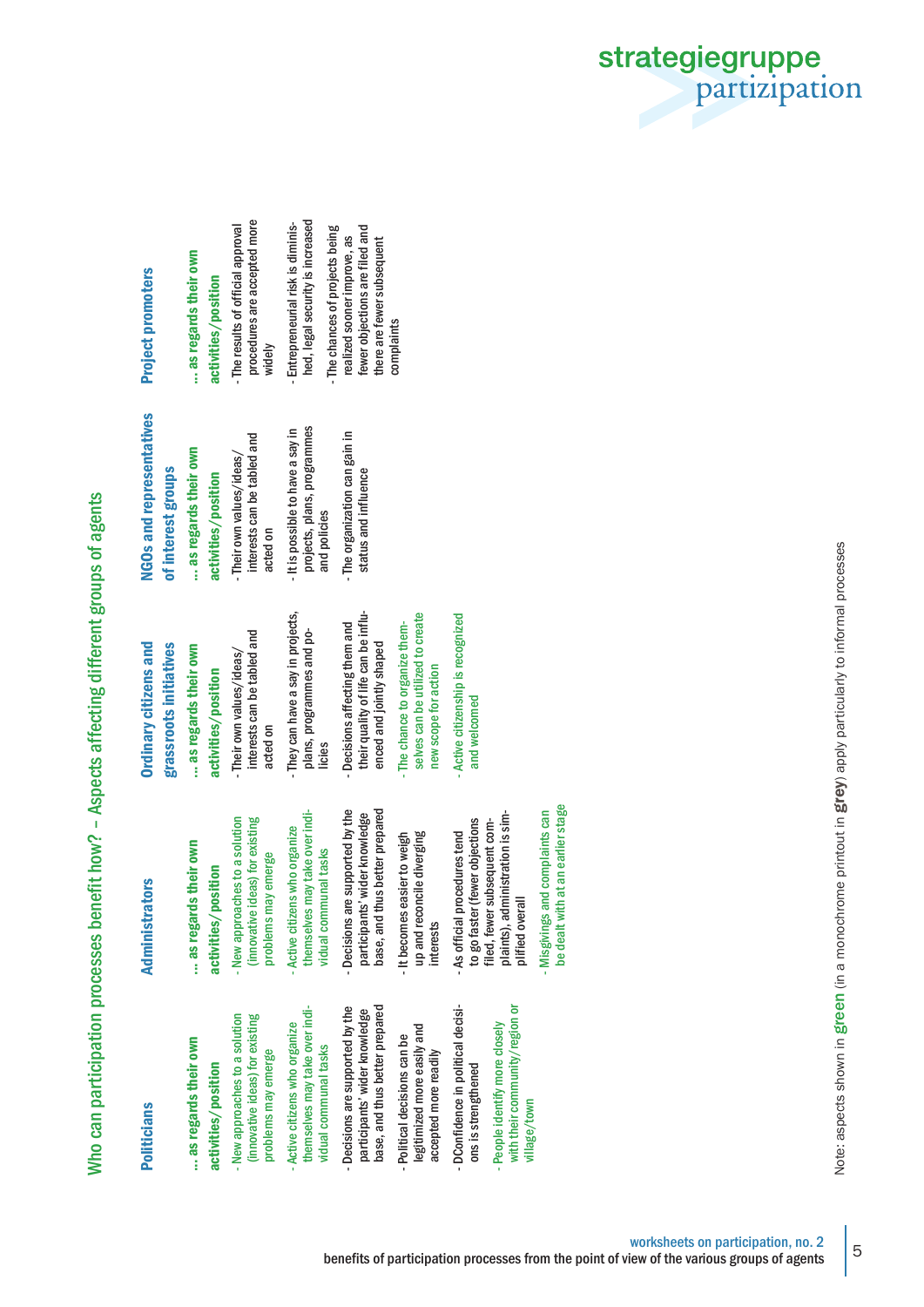## Who can participation processes benefit how? – Aspects affecting different groups of agents

| Politicians | Administrators | Ordinary citizens and grassroots initiatives | NGOs and representatives of interest groups | Project promoters |
|---|---|---|---|---|
| … as regards their own activities/position | … as regards their own activities/position | … as regards their own activities/position | … as regards their own activities/position | … as regards their own activities/position |
| - New approaches to a solution (innovative ideas) for existing problems may emerge | - New approaches to a solution (innovative ideas) for existing problems may emerge | - Their own values/ideas/interests can be tabled and acted on | - Their own values/ideas/interests can be tabled and acted on | - The results of official approval procedures are accepted more widely |
| - Active citizens who organize themselves may take over individual communal tasks | - Active citizens who organize themselves may take over individual communal tasks | - They can have a say in projects, plans, programmes and policies | - It is possible to have a say in projects, plans, programmes and policies | - Entrepreneurial risk is diminished, legal security is increased |
| - Decisions are supported by the participants' wider knowledge base, and thus better prepared | - Decisions are supported by the participants' wider knowledge base, and thus better prepared | - Decisions affecting them and their quality of life can be influenced and jointly shaped | - The organization can gain in status and influence | - The chances of projects being realized sooner improve, as fewer objections are filed and there are fewer subsequent complaints |
| - Political decisions can be legitimized more easily and accepted more readily | - It becomes easier to weigh up and reconcile diverging interests | - The chance to organize themselves can be utilized to create new scope for action | | |
| - DConfidence in political decisions is strengthened | - As official procedures tend to go faster (fewer objections filed, fewer subsequent complaints), administration is simplified overall | - Active citizenship is recognized and welcomed | | |
| - People identify more closely with their community/region or village/town | - Misgivings and complaints can be dealt with at an earlier stage | | | |

Note: aspects shown in **green** (in a monochrome printout in **grey**) apply particularly to informal processes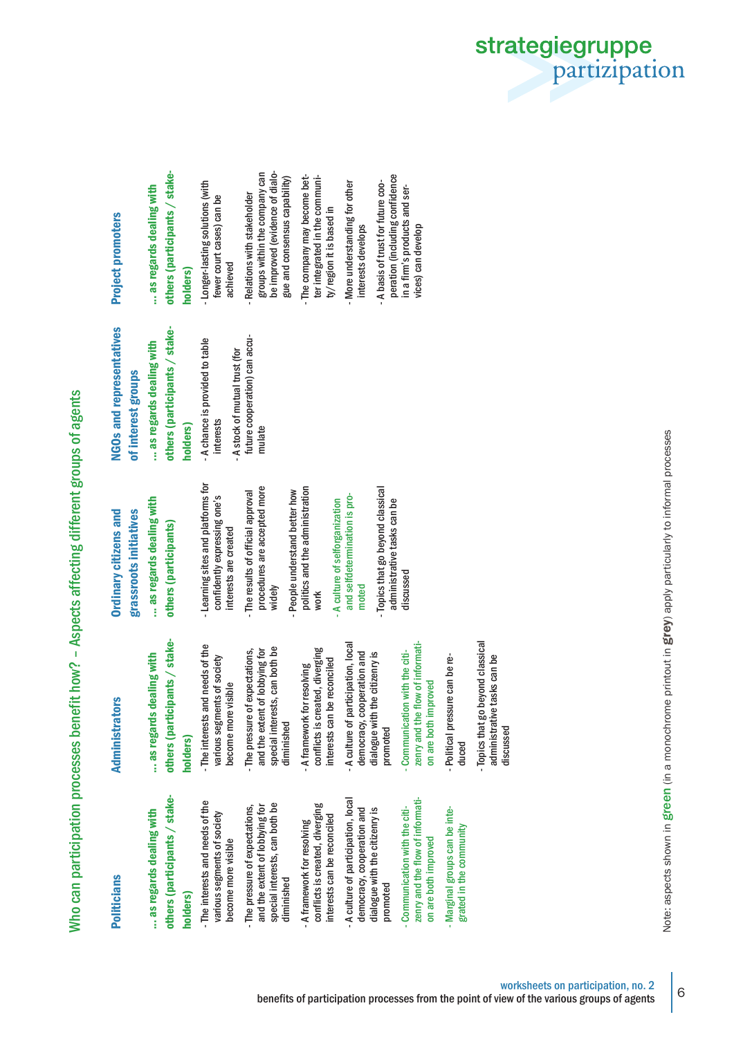## Who can participation processes benefit how? – Aspects affecting different groups of agents

| Politicians | Administrators | Ordinary citizens and grassroots initiatives | NGOs and representatives of interest groups | Project promoters |
|---|---|---|---|---|
| **… as regards dealing with others (participants / stakeholders)** | **… as regards dealing with others (participants / stakeholders)** | **… as regards dealing with others (participants)** | **… as regards dealing with others (participants / stakeholders)** | **… as regards dealing with others (participants / stakeholders)** |
| - The interests and needs of the various segments of society become more visible<br>- The pressure of expectations, and the extent of lobbying for special interests, can both be diminished<br>- A framework for resolving conflicts is created, diverging interests can be reconciled<br>- A culture of participation, local democracy, cooperation and dialogue with the citizenry is promoted<br>- Communication with the citizenry and the flow of information are both improved<br>- Marginal groups can be integrated in the community | - The interests and needs of the various segments of society become more visible<br>- The pressure of expectations, and the extent of lobbying for special interests, can both be diminished<br>- A framework for resolving conflicts is created, diverging interests can be reconciled<br>- A culture of participation, local democracy, cooperation and dialogue with the citizenry is promoted<br>- Communication with the citizenry and the flow of information are both improved<br>- Political pressure can be reduced<br>- Topics that go beyond classical administrative tasks can be discussed | - Learning sites and platforms for confidently expressing one's interests are created<br>- The results of official approval procedures are accepted more widely<br>- People understand better how politics and the administration work<br>- A culture of selforganization and selfdetermination is promoted<br>- Topics that go beyond classical administrative tasks can be discussed | - A chance is provided to table interests<br>- A stock of mutual trust (for future cooperation) can accumulate | - Longer-lasting solutions (with fewer court cases) can be achieved<br>- Relations with stakeholder groups within the company can be improved (evidence of dialogue and consensus capability)<br>- The company may become better integrated in the community/region it is based in<br>- More understanding for other interests develops<br>- A basis of trust for future cooperation (including confidence in a firm's products and services) can develop |

Note: aspects shown in **green** (in a monochrome printout in **grey**) apply particularly to informal processes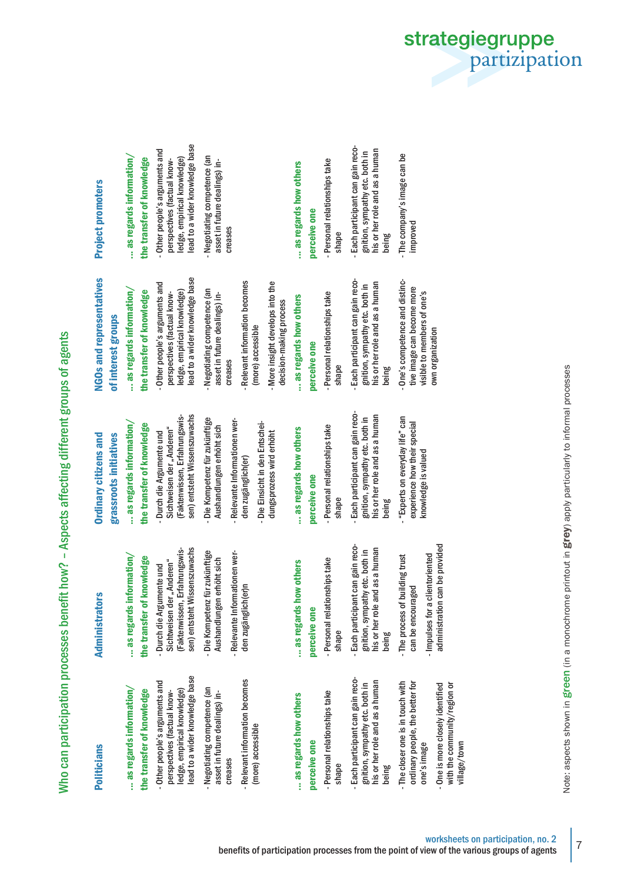# Who can participation processes benefit how? – Aspects affecting different groups of agents

| Politicians | Administrators | Ordinary citizens and grassroots initiatives | NGOs and representatives of interest groups | Project promoters |
|---|---|---|---|---|
| **… as regards information/ the transfer of knowledge** | **… as regards information/ the transfer of knowledge** | **… as regards information/ the transfer of knowledge** | **… as regards information/ the transfer of knowledge** | **… as regards information/ the transfer of knowledge** |
| - Other people's arguments and perspectives (factual knowledge, empirical knowledge) lead to a wider knowledge base | - Durch die Argumente und Sichtweisen der „Anderen" (Faktenwissen, Erfahrungswissen) entsteht Wissenszuwachs | - Durch die Argumente und Sichtweisen der „Anderen" (Faktenwissen, Erfahrungswissen) entsteht Wissenszuwachs | - Other people's arguments and perspectives (factual knowledge, empirical knowledge) lead to a wider knowledge base | - Other people's arguments and perspectives (factual knowledge, empirical knowledge) lead to a wider knowledge base |
| - Negotiating competence (an asset in future dealings) increases | - Die Kompetenz für zukünftige Aushandlungen erhöht sich | - Die Kompetenz für zukünftige Aushandlungen erhöht sich | - Negotiating competence (an asset in future dealings) increases | - Negotiating competence (an asset in future dealings) increases |
| - Relevant information becomes (more) accessible | - Relevante Informationen werden zugänglich(er) | - Relevante Informationen werden zugänglich(er) | - Relevant information becomes (more) accessible | |
| | | - Die Einsicht in den Entscheidungsprozess wird erhöht | - More insight develops into the decision-making process | |
| **… as regards how others perceive one** | **… as regards how others perceive one** | **… as regards how others perceive one** | **… as regards how others perceive one** | **… as regards how others perceive one** |
| - Personal relationships take shape | - Personal relationships take shape | - Personal relationships take shape | - Personal relationships take shape | - Personal relationships take shape |
| - Each participant can gain recognition, sympathy etc. both in his or her role and as a human being | - Each participant can gain recognition, sympathy etc. both in his or her role and as a human being | - Each participant can gain recognition, sympathy etc. both in his or her role and as a human being | - Each participant can gain recognition, sympathy etc. both in his or her role and as a human being | - Each participant can gain recognition, sympathy etc. both in his or her role and as a human being |
| - The closer one is in touch with ordinary people, the better for one's image | - The process of building trust can be encouraged | - "Experts on everyday life" can experience how their special knowledge is valued | - One's competence and distinctive image can become more visible to members of one's own organization | - The company's image can be improved |
| - One is more closely identified with the community/region or village/town | - Impulses for a clientoriented administration can be provided | | | |

Note: aspects shown in **green** (in a monochrome printout in **grey**) apply particularly to informal processes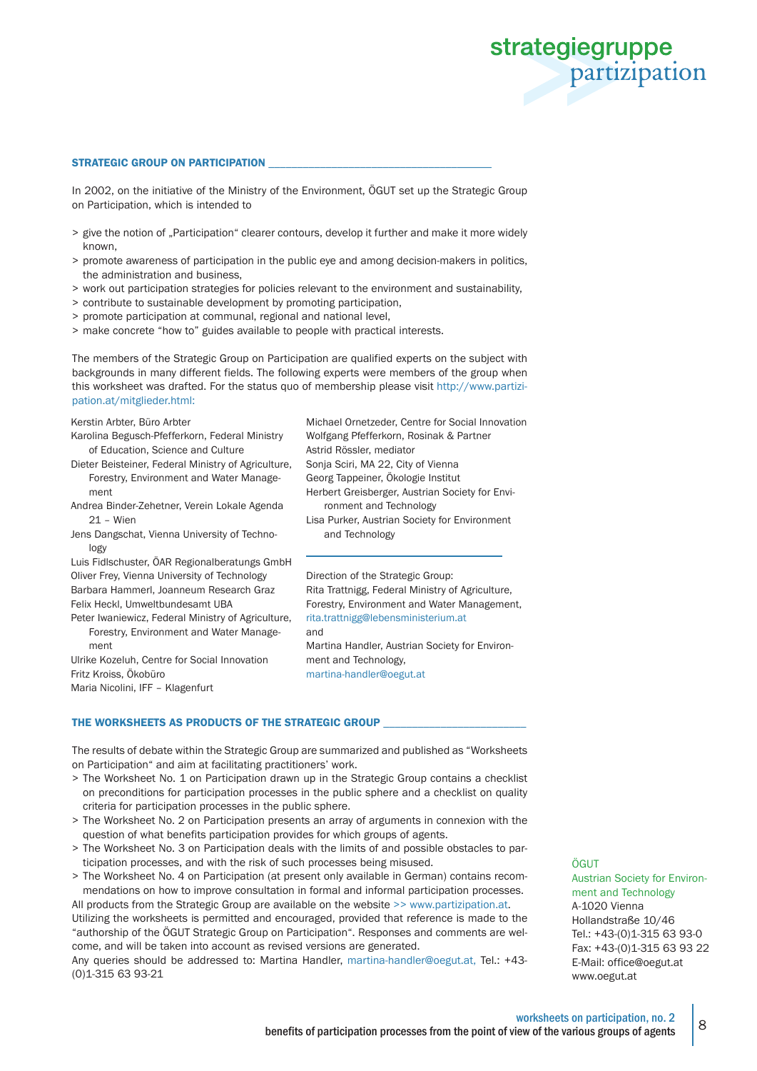strategiegruppe partizipation

## STRATEGIC GROUP ON PARTICIPATION

In 2002, on the initiative of the Ministry of the Environment, ÖGUT set up the Strategic Group on Participation, which is intended to

> give the notion of „Participation" clearer contours, develop it further and make it more widely known,
> promote awareness of participation in the public eye and among decision-makers in politics, the administration and business,
> work out participation strategies for policies relevant to the environment and sustainability,
> contribute to sustainable development by promoting participation,
> promote participation at communal, regional and national level,
> make concrete "how to" guides available to people with practical interests.

The members of the Strategic Group on Participation are qualified experts on the subject with backgrounds in many different fields. The following experts were members of the group when this worksheet was drafted. For the status quo of membership please visit http://www.partizipation.at/mitglieder.html:

Kerstin Arbter, Büro Arbter
Karolina Begusch-Pfefferkorn, Federal Ministry of Education, Science and Culture
Dieter Beisteiner, Federal Ministry of Agriculture, Forestry, Environment and Water Management
Andrea Binder-Zehetner, Verein Lokale Agenda 21 – Wien
Jens Dangschat, Vienna University of Technology
Luis Fidlschuster, ÖAR Regionalberatungs GmbH
Oliver Frey, Vienna University of Technology
Barbara Hammerl, Joanneum Research Graz
Felix Heckl, Umweltbundesamt UBA
Peter Iwaniewicz, Federal Ministry of Agriculture, Forestry, Environment and Water Management
Ulrike Kozeluh, Centre for Social Innovation
Fritz Kroiss, Ökobüro
Maria Nicolini, IFF – Klagenfurt
Michael Ornetzeder, Centre for Social Innovation
Wolfgang Pfefferkorn, Rosinak & Partner
Astrid Rössler, mediator
Sonja Sciri, MA 22, City of Vienna
Georg Tappeiner, Ökologie Institut
Herbert Greisberger, Austrian Society for Environment and Technology
Lisa Purker, Austrian Society for Environment and Technology

Direction of the Strategic Group:
Rita Trattnigg, Federal Ministry of Agriculture, Forestry, Environment and Water Management, rita.trattnigg@lebensministerium.at
and
Martina Handler, Austrian Society for Environment and Technology, martina-handler@oegut.at

## THE WORKSHEETS AS PRODUCTS OF THE STRATEGIC GROUP

The results of debate within the Strategic Group are summarized and published as "Worksheets on Participation" and aim at facilitating practitioners' work.
> The Worksheet No. 1 on Participation drawn up in the Strategic Group contains a checklist on preconditions for participation processes in the public sphere and a checklist on quality criteria for participation processes in the public sphere.
> The Worksheet No. 2 on Participation presents an array of arguments in connexion with the question of what benefits participation provides for which groups of agents.
> The Worksheet No. 3 on Participation deals with the limits of and possible obstacles to participation processes, and with the risk of such processes being misused.
> The Worksheet No. 4 on Participation (at present only available in German) contains recommendations on how to improve consultation in formal and informal participation processes.
All products from the Strategic Group are available on the website >> www.partizipation.at.
Utilizing the worksheets is permitted and encouraged, provided that reference is made to the "authorship of the ÖGUT Strategic Group on Participation". Responses and comments are welcome, and will be taken into account as revised versions are generated.
Any queries should be addressed to: Martina Handler, martina-handler@oegut.at, Tel.: +43-(0)1-315 63 93-21

ÖGUT
Austrian Society for Environment and Technology
A-1020 Vienna
Hollandstraße 10/46
Tel.: +43-(0)1-315 63 93-0
Fax: +43-(0)1-315 63 93 22
E-Mail: office@oegut.at
www.oegut.at